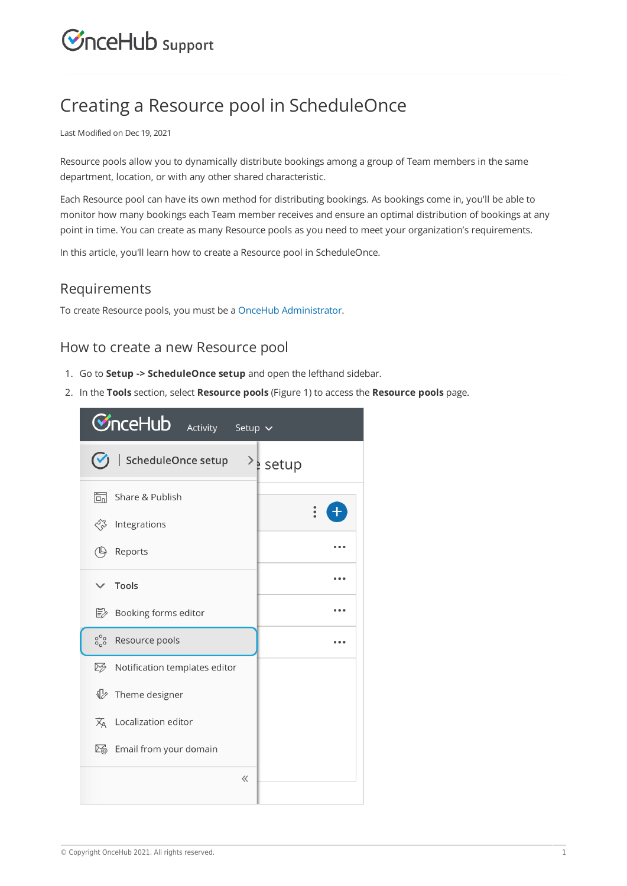# Creating a Resource pool in ScheduleOnce

Last Modified on Dec 19, 2021

Resource pools allow you to dynamically distribute bookings among a group of Team members in the same department, location, or with any other shared characteristic.

Each Resource pool can have its own method for distributing bookings. As bookings come in, you'll be able to monitor how many bookings each Team member receives and ensure an optimal distribution of bookings at any point in time. You can create as many Resource pools as you need to meet your organization's requirements.

In this article, you'll learn how to create a Resource pool in ScheduleOnce.

## Requirements

To create Resource pools, you must be a OnceHub Administrator.

## How to create a new Resource pool

1. Go to **Setup -> ScheduleOnce setup** and open the lefthand sidebar.
2. In the **Tools** section, select **Resource pools** (Figure 1) to access the **Resource pools** page.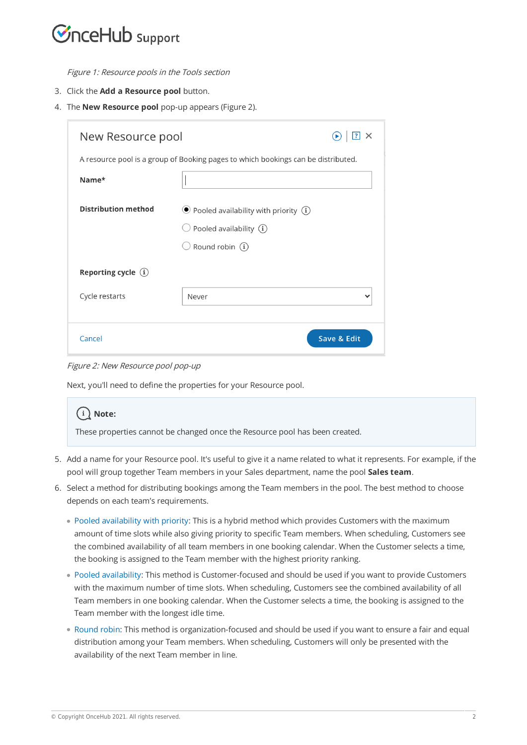*Figure 1: Resource pools in the Tools section*

3. Click the **Add a Resource pool** button.
4. The **New Resource pool** pop-up appears (Figure 2).

*Figure 2: New Resource pool pop-up*

Next, you'll need to define the properties for your Resource pool.

> **Note:**
>
> These properties cannot be changed once the Resource pool has been created.

5. Add a name for your Resource pool. It's useful to give it a name related to what it represents. For example, if the pool will group together Team members in your Sales department, name the pool **Sales team**.
6. Select a method for distributing bookings among the Team members in the pool. The best method to choose depends on each team's requirements.
   - Pooled availability with priority: This is a hybrid method which provides Customers with the maximum amount of time slots while also giving priority to specific Team members. When scheduling, Customers see the combined availability of all team members in one booking calendar. When the Customer selects a time, the booking is assigned to the Team member with the highest priority ranking.
   - Pooled availability: This method is Customer-focused and should be used if you want to provide Customers with the maximum number of time slots. When scheduling, Customers see the combined availability of all Team members in one booking calendar. When the Customer selects a time, the booking is assigned to the Team member with the longest idle time.
   - Round robin: This method is organization-focused and should be used if you want to ensure a fair and equal distribution among your Team members. When scheduling, Customers will only be presented with the availability of the next Team member in line.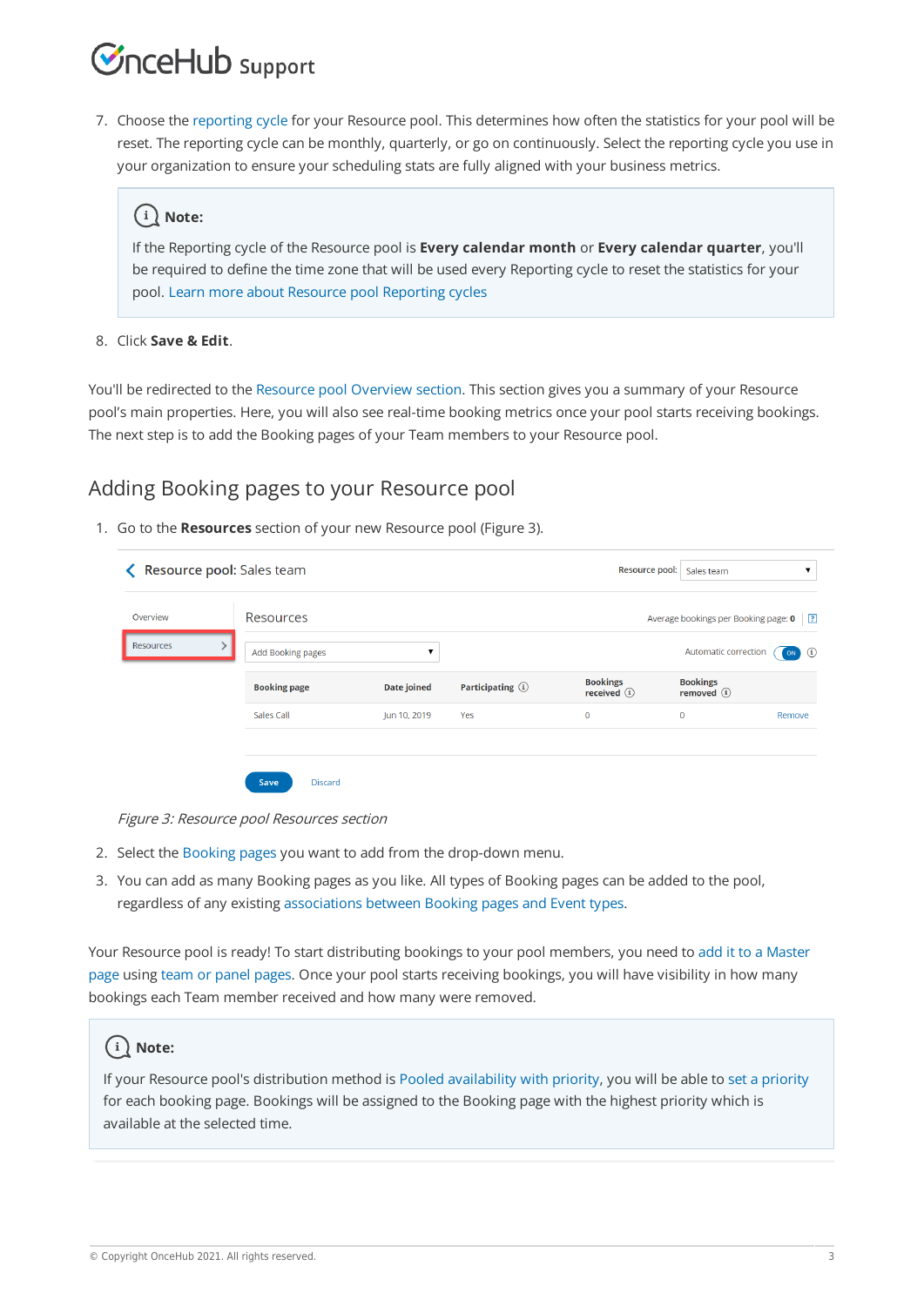7. Choose the reporting cycle for your Resource pool. This determines how often the statistics for your pool will be reset. The reporting cycle can be monthly, quarterly, or go on continuously. Select the reporting cycle you use in your organization to ensure your scheduling stats are fully aligned with your business metrics.

> **Note:**
>
> If the Reporting cycle of the Resource pool is **Every calendar month** or **Every calendar quarter**, you'll be required to define the time zone that will be used every Reporting cycle to reset the statistics for your pool. Learn more about Resource pool Reporting cycles

8. Click **Save & Edit**.

You'll be redirected to the Resource pool Overview section. This section gives you a summary of your Resource pool's main properties. Here, you will also see real-time booking metrics once your pool starts receiving bookings. The next step is to add the Booking pages of your Team members to your Resource pool.

## Adding Booking pages to your Resource pool

1. Go to the **Resources** section of your new Resource pool (Figure 3).

*Figure 3: Resource pool Resources section*

2. Select the Booking pages you want to add from the drop-down menu.
3. You can add as many Booking pages as you like. All types of Booking pages can be added to the pool, regardless of any existing associations between Booking pages and Event types.

Your Resource pool is ready! To start distributing bookings to your pool members, you need to add it to a Master page using team or panel pages. Once your pool starts receiving bookings, you will have visibility in how many bookings each Team member received and how many were removed.

> **Note:**
>
> If your Resource pool's distribution method is Pooled availability with priority, you will be able to set a priority for each booking page. Bookings will be assigned to the Booking page with the highest priority which is available at the selected time.